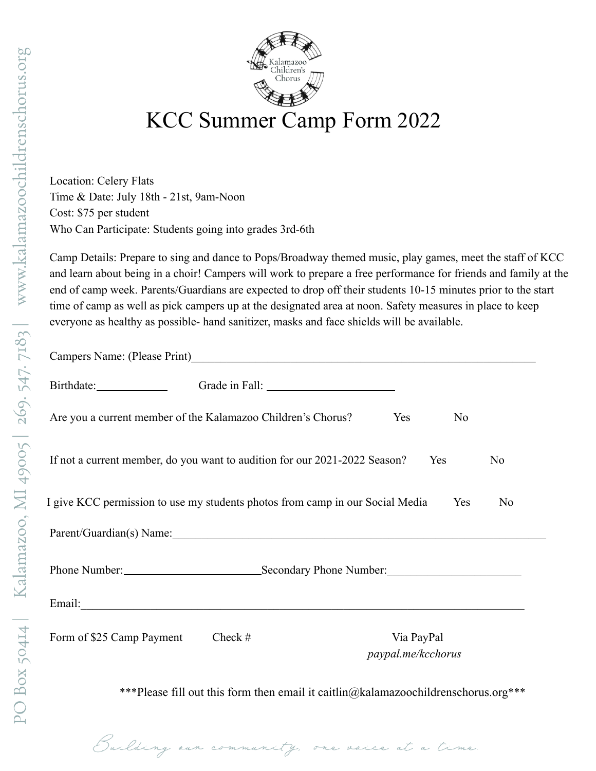# KCC Summer Camp Form 2022

Location: Celery Flats
Time & Date: July 18th - 21st, 9am-Noon
Cost: $75 per student
Who Can Participate: Students going into grades 3rd-6th

Camp Details: Prepare to sing and dance to Pops/Broadway themed music, play games, meet the staff of KCC and learn about being in a choir! Campers will work to prepare a free performance for friends and family at the end of camp week. Parents/Guardians are expected to drop off their students 10-15 minutes prior to the start time of camp as well as pick campers up at the designated area at noon. Safety measures in place to keep everyone as healthy as possible- hand sanitizer, masks and face shields will be available.

Campers Name: (Please Print)_______________________________________________

Birthdate:____________ Grade in Fall: ______________________

Are you a current member of the Kalamazoo Children's Chorus? Yes No

If not a current member, do you want to audition for our 2021-2022 Season? Yes No

I give KCC permission to use my students photos from camp in our Social Media Yes No

Parent/Guardian(s) Name:_______________________________________________

Phone Number:________________________Secondary Phone Number:______________________

Email:_______________________________________________________________

Form of $25 Camp Payment Check # Via PayPal *paypal.me/kcchorus*

***Please fill out this form then email it caitlin@kalamazoochildrenschorus.org***

*Building our community, one voice at a time.*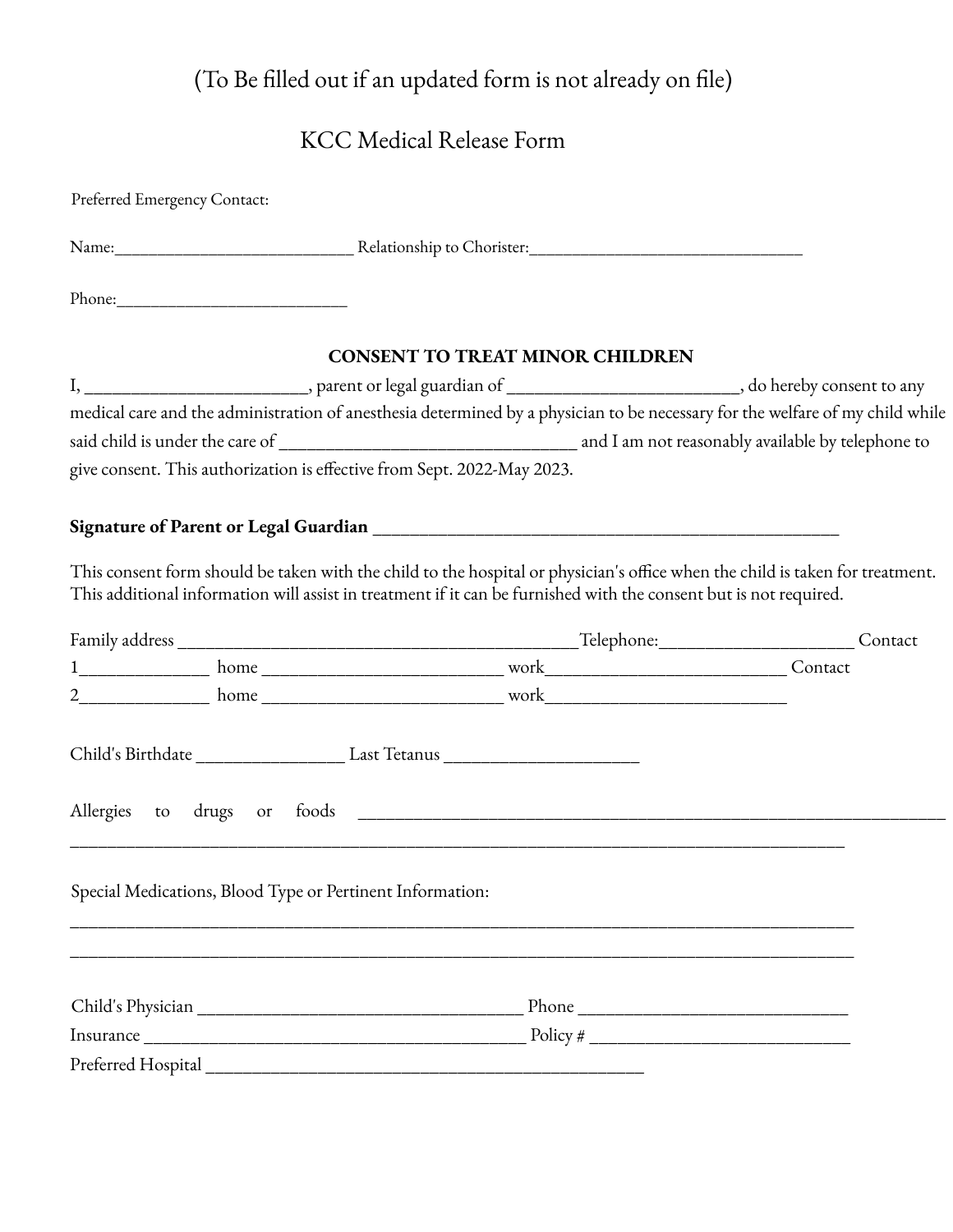(To Be filled out if an updated form is not already on file)

# KCC Medical Release Form

Preferred Emergency Contact:

Name:____________________________ Relationship to Chorister:________________________________

Phone:___________________________

**CONSENT TO TREAT MINOR CHILDREN**

I, ________________________, parent or legal guardian of _________________________, do hereby consent to any medical care and the administration of anesthesia determined by a physician to be necessary for the welfare of my child while said child is under the care of _______________________________ and I am not reasonably available by telephone to give consent. This authorization is effective from Sept. 2022-May 2023.

**Signature of Parent or Legal Guardian** ____________________________________________________

This consent form should be taken with the child to the hospital or physician's office when the child is taken for treatment. This additional information will assist in treatment if it can be furnished with the consent but is not required.

Family address ____________________________________________Telephone:____________________ Contact 1_____________ home _________________________ work_________________________ Contact 2_____________ home _________________________ work_________________________

Child's Birthdate ________________ Last Tetanus ____________________

Allergies to drugs or foods ___________________________________________________________________
_________________________________________________________________________________________

Special Medications, Blood Type or Pertinent Information:
_________________________________________________________________________________________
_________________________________________________________________________________________

Child's Physician __________________________________ Phone _____________________________
Insurance __________________________________________ Policy # ___________________________
Preferred Hospital _________________________________________________